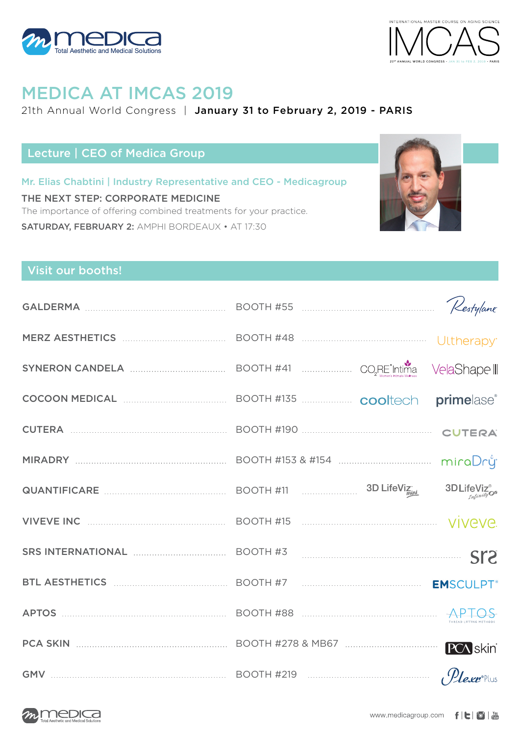medica — Total Aesthetic and Medical Solutions

INTERNATIONAL MASTER COURSE ON AGING SCIENCE
IMCAS
21ST ANNUAL WORLD CONGRESS • JAN 31 to FEB 2, 2019 • PARIS

# MEDICA AT IMCAS 2019

21th Annual World Congress | **January 31 to February 2, 2019 - PARIS**

## Lecture | CEO of Medica Group

Mr. Elias Chabtini | Industry Representative and CEO - Medicagroup

**THE NEXT STEP: CORPORATE MEDICINE**

The importance of offering combined treatments for your practice.

**SATURDAY, FEBRUARY 2:** AMPHI BORDEAUX • AT 17:30

## Visit our booths!

| Company | Booth | Brands |
|---|---|---|
| GALDERMA | BOOTH #55 | Restylane |
| MERZ AESTHETICS | BOOTH #48 | Ultherapy |
| SYNERON CANDELA | BOOTH #41 | $CO_2RE$ Intima (Women's Intimate Wellness), VelaShape III |
| COCOON MEDICAL | BOOTH #135 | cooltech, primelase |
| CUTERA | BOOTH #190 | CUTERA |
| MIRADRY | BOOTH #153 & #154 | miraDry |
| QUANTIFICARE | BOOTH #11 | 3D LifeViz mini, 3D LifeViz Infinity |
| VIVEVE INC | BOOTH #15 | viveve |
| SRS INTERNATIONAL | BOOTH #3 | srs |
| BTL AESTHETICS | BOOTH #7 | EMSCULPT |
| APTOS | BOOTH #88 | APTOS (Thread Lifting Methods) |
| PCA SKIN | BOOTH #278 & MB67 | PCA skin |
| GMV | BOOTH #219 | Plexr Plus |

www.medicagroup.com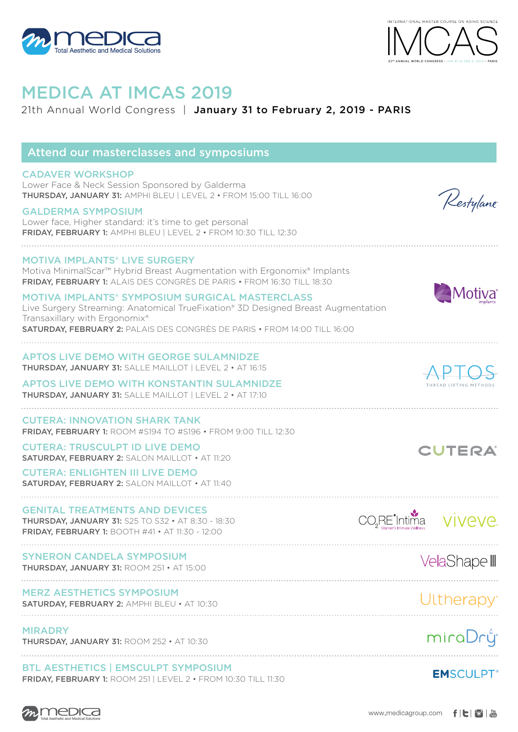# MEDICA AT IMCAS 2019

21th Annual World Congress | **January 31 to February 2, 2019 - PARIS**

## Attend our masterclasses and symposiums

### CADAVER WORKSHOP

Lower Face & Neck Session Sponsored by Galderma

**THURSDAY, JANUARY 31:** AMPHI BLEU | LEVEL 2 • FROM 15:00 TILL 16:00

### GALDERMA SYMPOSIUM

Lower face, Higher standard: it's time to get personal

**FRIDAY, FEBRUARY 1:** AMPHI BLEU | LEVEL 2 • FROM 10:30 TILL 12:30

Restylane

### MOTIVA IMPLANTS® LIVE SURGERY

Motiva MinimalScar™ Hybrid Breast Augmentation with Ergonomix® Implants

**FRIDAY, FEBRUARY 1:** ALAIS DES CONGRÈS DE PARIS • FROM 16:30 TILL 18:30

### MOTIVA IMPLANTS® SYMPOSIUM SURGICAL MASTERCLASS

Live Surgery Streaming: Anatomical TrueFixation® 3D Designed Breast Augmentation Transaxillary with Ergonomix®

**SATURDAY, FEBRUARY 2:** PALAIS DES CONGRÈS DE PARIS • FROM 14:00 TILL 16:00

Motiva implants

### APTOS LIVE DEMO WITH GEORGE SULAMNIDZE

**THURSDAY, JANUARY 31:** SALLE MAILLOT | LEVEL 2 • AT 16:15

### APTOS LIVE DEMO WITH KONSTANTIN SULAMNIDZE

**THURSDAY, JANUARY 31:** SALLE MAILLOT | LEVEL 2 • AT 17:10

APTOS THREAD LIFTING METHODS

### CUTERA: INNOVATION SHARK TANK

**FRIDAY, FEBRUARY 1:** ROOM #S194 TO #S196 • FROM 9:00 TILL 12:30

### CUTERA: TRUSCULPT ID LIVE DEMO

**SATURDAY, FEBRUARY 2:** SALON MAILLOT • AT 11:20

### CUTERA: ENLIGHTEN III LIVE DEMO

**SATURDAY, FEBRUARY 2:** SALON MAILLOT • AT 11:40

CUTERA

### GENITAL TREATMENTS AND DEVICES

**THURSDAY, JANUARY 31:** S25 TO S32 • AT 8:30 - 18:30

**FRIDAY, FEBRUARY 1:** BOOTH #41 • AT 11:30 - 12:00

$CO_2$RE Intima Women's Intimate Wellness | viveve

### SYNERON CANDELA SYMPOSIUM

**THURSDAY, JANUARY 31:** ROOM 251 • AT 15:00

VelaShape III

### MERZ AESTHETICS SYMPOSIUM

**SATURDAY, FEBRUARY 2:** AMPHI BLEU • AT 10:30

Ultherapy

### MIRADRY

**THURSDAY, JANUARY 31:** ROOM 252 • AT 10:30

miraDry

### BTL AESTHETICS | EMSCULPT SYMPOSIUM

**FRIDAY, FEBRUARY 1:** ROOM 251 | LEVEL 2 • FROM 10:30 TILL 11:30

EMSCULPT

www.medicagroup.com